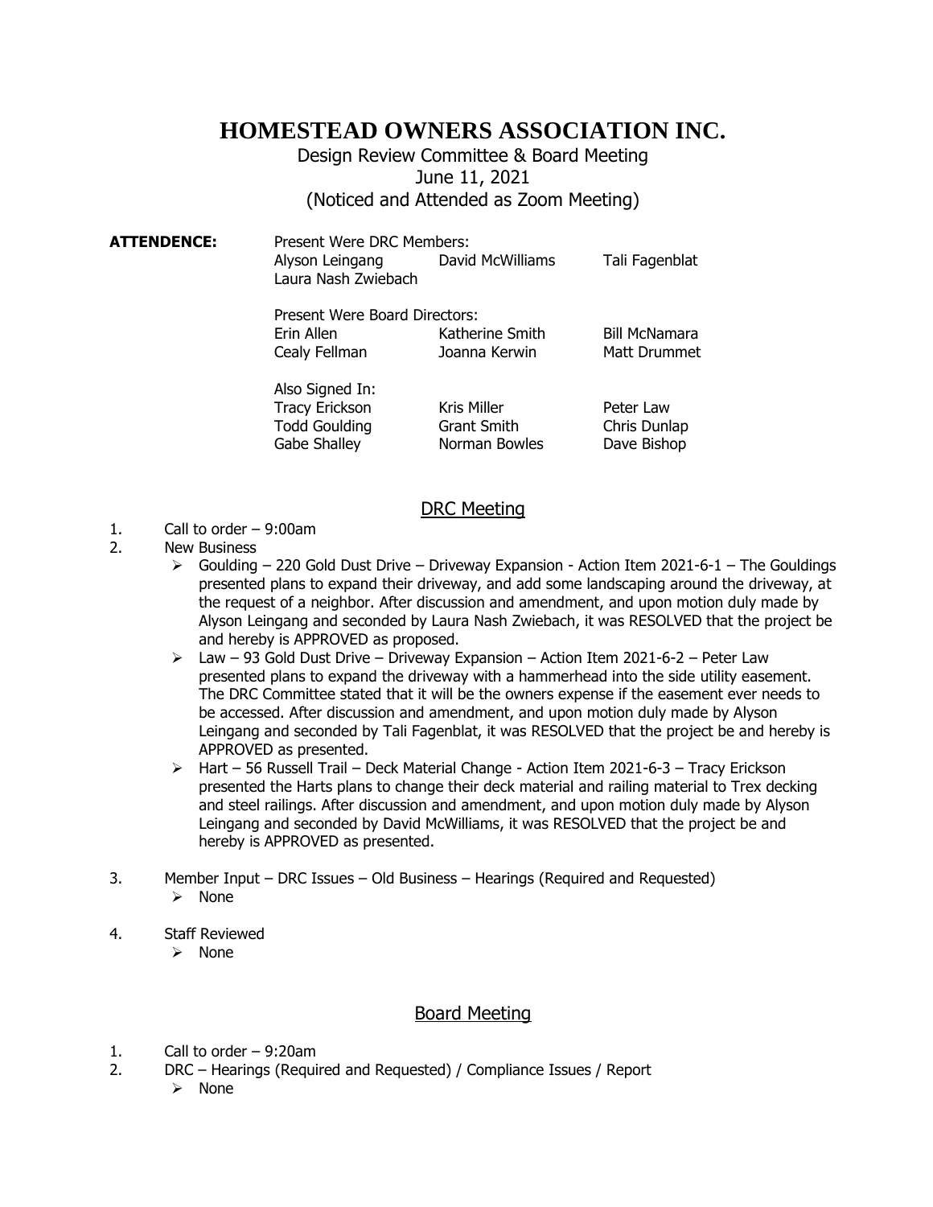# HOMESTEAD OWNERS ASSOCIATION INC.

Design Review Committee & Board Meeting
June 11, 2021
(Noticed and Attended as Zoom Meeting)

**ATTENDENCE:**

Present Were DRC Members:

| | | |
|---|---|---|
| Alyson Leingang | David McWilliams | Tali Fagenblat |
| Laura Nash Zwiebach | | |

Present Were Board Directors:

| | | |
|---|---|---|
| Erin Allen | Katherine Smith | Bill McNamara |
| Cealy Fellman | Joanna Kerwin | Matt Drummet |

Also Signed In:

| | | |
|---|---|---|
| Tracy Erickson | Kris Miller | Peter Law |
| Todd Goulding | Grant Smith | Chris Dunlap |
| Gabe Shalley | Norman Bowles | Dave Bishop |

## DRC Meeting

1. Call to order – 9:00am
2. New Business
   - Goulding – 220 Gold Dust Drive – Driveway Expansion - Action Item 2021-6-1 – The Gouldings presented plans to expand their driveway, and add some landscaping around the driveway, at the request of a neighbor. After discussion and amendment, and upon motion duly made by Alyson Leingang and seconded by Laura Nash Zwiebach, it was RESOLVED that the project be and hereby is APPROVED as proposed.
   - Law – 93 Gold Dust Drive – Driveway Expansion – Action Item 2021-6-2 – Peter Law presented plans to expand the driveway with a hammerhead into the side utility easement. The DRC Committee stated that it will be the owners expense if the easement ever needs to be accessed. After discussion and amendment, and upon motion duly made by Alyson Leingang and seconded by Tali Fagenblat, it was RESOLVED that the project be and hereby is APPROVED as presented.
   - Hart – 56 Russell Trail – Deck Material Change - Action Item 2021-6-3 – Tracy Erickson presented the Harts plans to change their deck material and railing material to Trex decking and steel railings. After discussion and amendment, and upon motion duly made by Alyson Leingang and seconded by David McWilliams, it was RESOLVED that the project be and hereby is APPROVED as presented.
3. Member Input – DRC Issues – Old Business – Hearings (Required and Requested)
   - None
4. Staff Reviewed
   - None

## Board Meeting

1. Call to order – 9:20am
2. DRC – Hearings (Required and Requested) / Compliance Issues / Report
   - None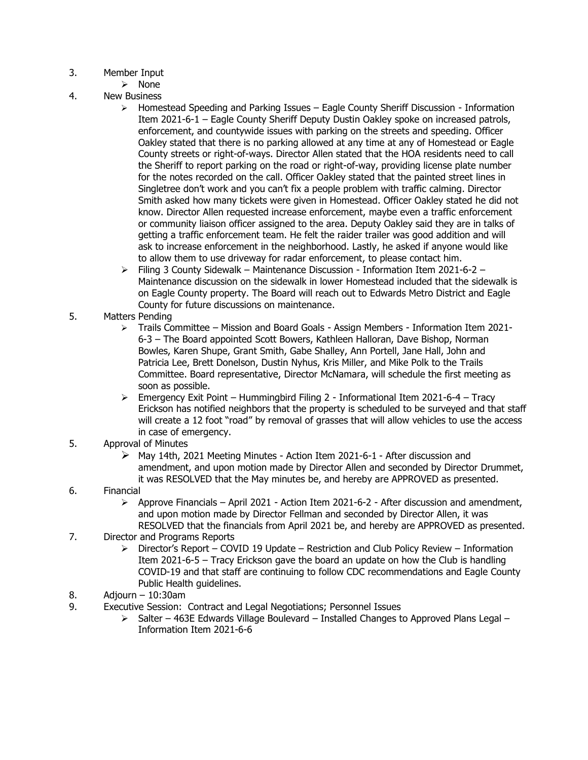3. Member Input
   - None
4. New Business
   - Homestead Speeding and Parking Issues – Eagle County Sheriff Discussion - Information Item 2021-6-1 – Eagle County Sheriff Deputy Dustin Oakley spoke on increased patrols, enforcement, and countywide issues with parking on the streets and speeding. Officer Oakley stated that there is no parking allowed at any time at any of Homestead or Eagle County streets or right-of-ways. Director Allen stated that the HOA residents need to call the Sheriff to report parking on the road or right-of-way, providing license plate number for the notes recorded on the call. Officer Oakley stated that the painted street lines in Singletree don't work and you can't fix a people problem with traffic calming. Director Smith asked how many tickets were given in Homestead. Officer Oakley stated he did not know. Director Allen requested increase enforcement, maybe even a traffic enforcement or community liaison officer assigned to the area. Deputy Oakley said they are in talks of getting a traffic enforcement team. He felt the raider trailer was good addition and will ask to increase enforcement in the neighborhood. Lastly, he asked if anyone would like to allow them to use driveway for radar enforcement, to please contact him.
   - Filing 3 County Sidewalk – Maintenance Discussion - Information Item 2021-6-2 – Maintenance discussion on the sidewalk in lower Homestead included that the sidewalk is on Eagle County property. The Board will reach out to Edwards Metro District and Eagle County for future discussions on maintenance.
5. Matters Pending
   - Trails Committee – Mission and Board Goals - Assign Members - Information Item 2021-6-3 – The Board appointed Scott Bowers, Kathleen Halloran, Dave Bishop, Norman Bowles, Karen Shupe, Grant Smith, Gabe Shalley, Ann Portell, Jane Hall, John and Patricia Lee, Brett Donelson, Dustin Nyhus, Kris Miller, and Mike Polk to the Trails Committee. Board representative, Director McNamara, will schedule the first meeting as soon as possible.
   - Emergency Exit Point – Hummingbird Filing 2 - Informational Item 2021-6-4 – Tracy Erickson has notified neighbors that the property is scheduled to be surveyed and that staff will create a 12 foot "road" by removal of grasses that will allow vehicles to use the access in case of emergency.
5. Approval of Minutes
   - May 14th, 2021 Meeting Minutes - Action Item 2021-6-1 - After discussion and amendment, and upon motion made by Director Allen and seconded by Director Drummet, it was RESOLVED that the May minutes be, and hereby are APPROVED as presented.
6. Financial
   - Approve Financials – April 2021 - Action Item 2021-6-2 - After discussion and amendment, and upon motion made by Director Fellman and seconded by Director Allen, it was RESOLVED that the financials from April 2021 be, and hereby are APPROVED as presented.
7. Director and Programs Reports
   - Director's Report – COVID 19 Update – Restriction and Club Policy Review – Information Item 2021-6-5 – Tracy Erickson gave the board an update on how the Club is handling COVID-19 and that staff are continuing to follow CDC recommendations and Eagle County Public Health guidelines.
8. Adjourn – 10:30am
9. Executive Session: Contract and Legal Negotiations; Personnel Issues
   - Salter – 463E Edwards Village Boulevard – Installed Changes to Approved Plans Legal – Information Item 2021-6-6